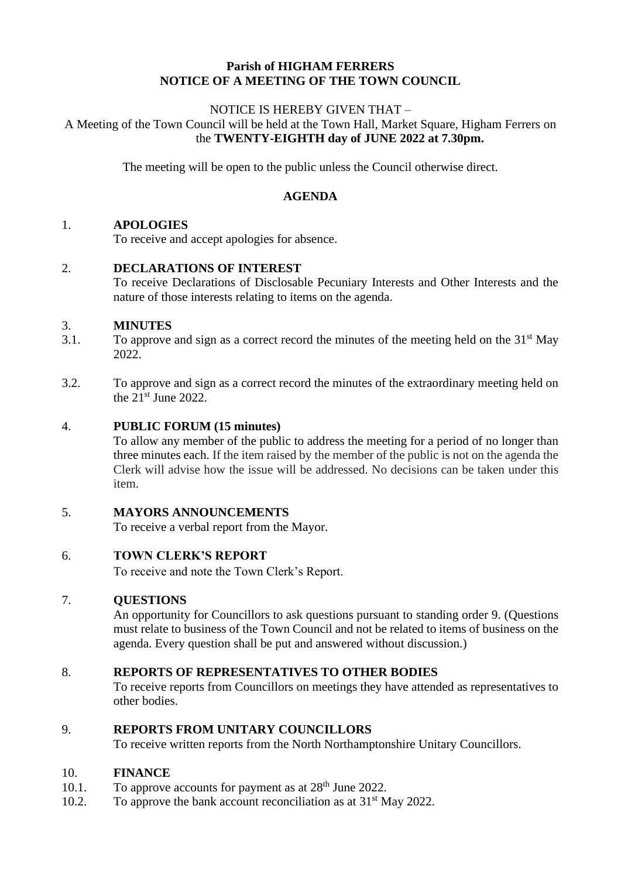**Parish of HIGHAM FERRERS**
**NOTICE OF A MEETING OF THE TOWN COUNCIL**

NOTICE IS HEREBY GIVEN THAT –

A Meeting of the Town Council will be held at the Town Hall, Market Square, Higham Ferrers on the **TWENTY-EIGHTH day of JUNE 2022 at 7.30pm.**

The meeting will be open to the public unless the Council otherwise direct.

## AGENDA

1. **APOLOGIES**
   To receive and accept apologies for absence.

2. **DECLARATIONS OF INTEREST**
   To receive Declarations of Disclosable Pecuniary Interests and Other Interests and the nature of those interests relating to items on the agenda.

3. **MINUTES**

3.1. To approve and sign as a correct record the minutes of the meeting held on the 31st May 2022.

3.2. To approve and sign as a correct record the minutes of the extraordinary meeting held on the 21st June 2022.

4. **PUBLIC FORUM (15 minutes)**
   To allow any member of the public to address the meeting for a period of no longer than three minutes each. If the item raised by the member of the public is not on the agenda the Clerk will advise how the issue will be addressed. No decisions can be taken under this item.

5. **MAYORS ANNOUNCEMENTS**
   To receive a verbal report from the Mayor.

6. **TOWN CLERK'S REPORT**
   To receive and note the Town Clerk's Report.

7. **QUESTIONS**
   An opportunity for Councillors to ask questions pursuant to standing order 9. (Questions must relate to business of the Town Council and not be related to items of business on the agenda. Every question shall be put and answered without discussion.)

8. **REPORTS OF REPRESENTATIVES TO OTHER BODIES**
   To receive reports from Councillors on meetings they have attended as representatives to other bodies.

9. **REPORTS FROM UNITARY COUNCILLORS**
   To receive written reports from the North Northamptonshire Unitary Councillors.

10. **FINANCE**

10.1. To approve accounts for payment as at 28th June 2022.

10.2. To approve the bank account reconciliation as at 31st May 2022.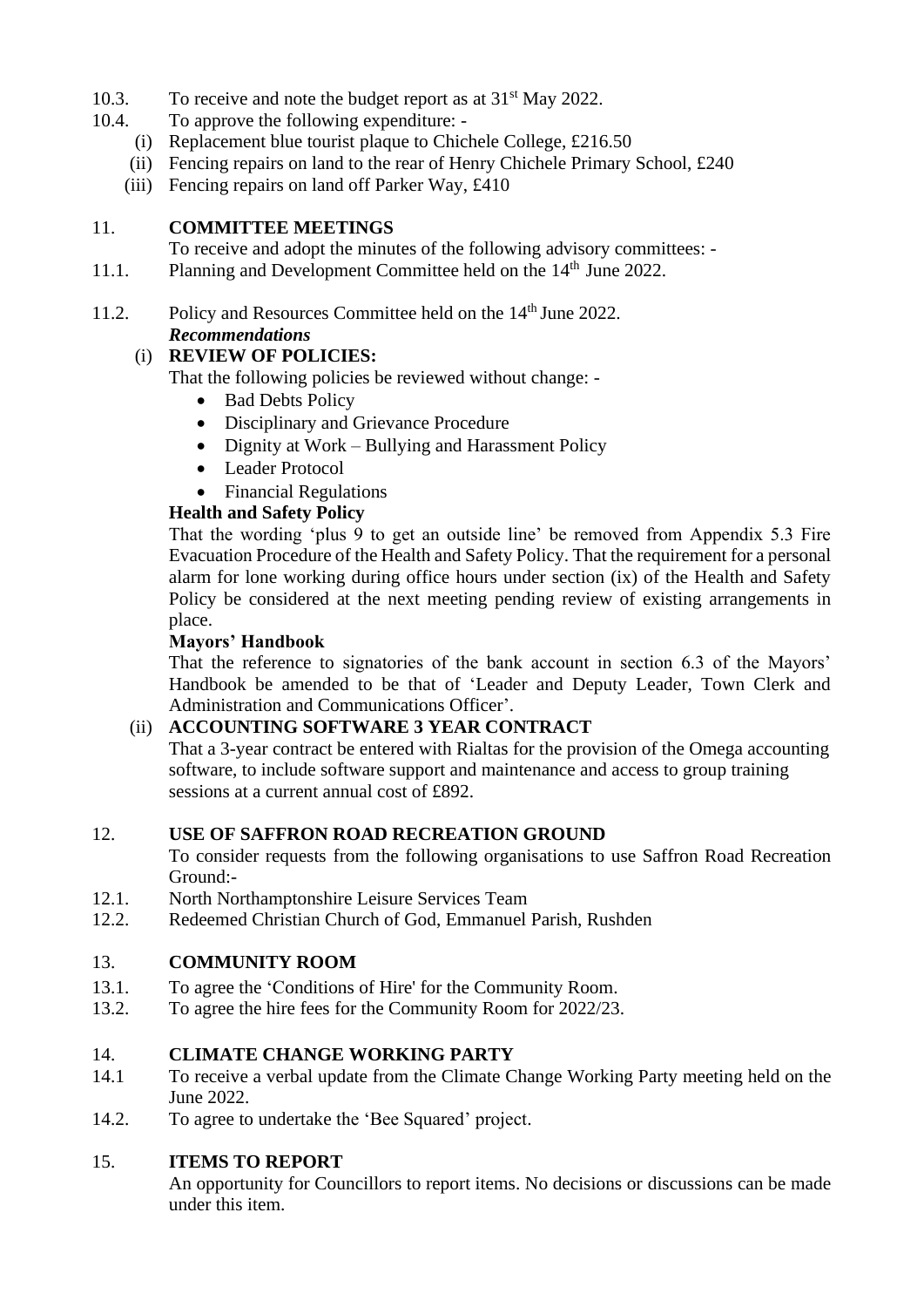10.3. To receive and note the budget report as at 31st May 2022.

10.4. To approve the following expenditure: -

(i) Replacement blue tourist plaque to Chichele College, £216.50
(ii) Fencing repairs on land to the rear of Henry Chichele Primary School, £240
(iii) Fencing repairs on land off Parker Way, £410

## 11. COMMITTEE MEETINGS

To receive and adopt the minutes of the following advisory committees: -

11.1. Planning and Development Committee held on the 14th June 2022.

11.2. Policy and Resources Committee held on the 14th June 2022.

***Recommendations***

(i) **REVIEW OF POLICIES:**

That the following policies be reviewed without change: -

- Bad Debts Policy
- Disciplinary and Grievance Procedure
- Dignity at Work – Bullying and Harassment Policy
- Leader Protocol
- Financial Regulations

**Health and Safety Policy**

That the wording 'plus 9 to get an outside line' be removed from Appendix 5.3 Fire Evacuation Procedure of the Health and Safety Policy. That the requirement for a personal alarm for lone working during office hours under section (ix) of the Health and Safety Policy be considered at the next meeting pending review of existing arrangements in place.

**Mayors' Handbook**

That the reference to signatories of the bank account in section 6.3 of the Mayors' Handbook be amended to be that of 'Leader and Deputy Leader, Town Clerk and Administration and Communications Officer'.

(ii) **ACCOUNTING SOFTWARE 3 YEAR CONTRACT**

That a 3-year contract be entered with Rialtas for the provision of the Omega accounting software, to include software support and maintenance and access to group training sessions at a current annual cost of £892.

## 12. USE OF SAFFRON ROAD RECREATION GROUND

To consider requests from the following organisations to use Saffron Road Recreation Ground:-

12.1. North Northamptonshire Leisure Services Team

12.2. Redeemed Christian Church of God, Emmanuel Parish, Rushden

## 13. COMMUNITY ROOM

13.1. To agree the 'Conditions of Hire' for the Community Room.

13.2. To agree the hire fees for the Community Room for 2022/23.

## 14. CLIMATE CHANGE WORKING PARTY

14.1 To receive a verbal update from the Climate Change Working Party meeting held on the June 2022.

14.2. To agree to undertake the 'Bee Squared' project.

## 15. ITEMS TO REPORT

An opportunity for Councillors to report items. No decisions or discussions can be made under this item.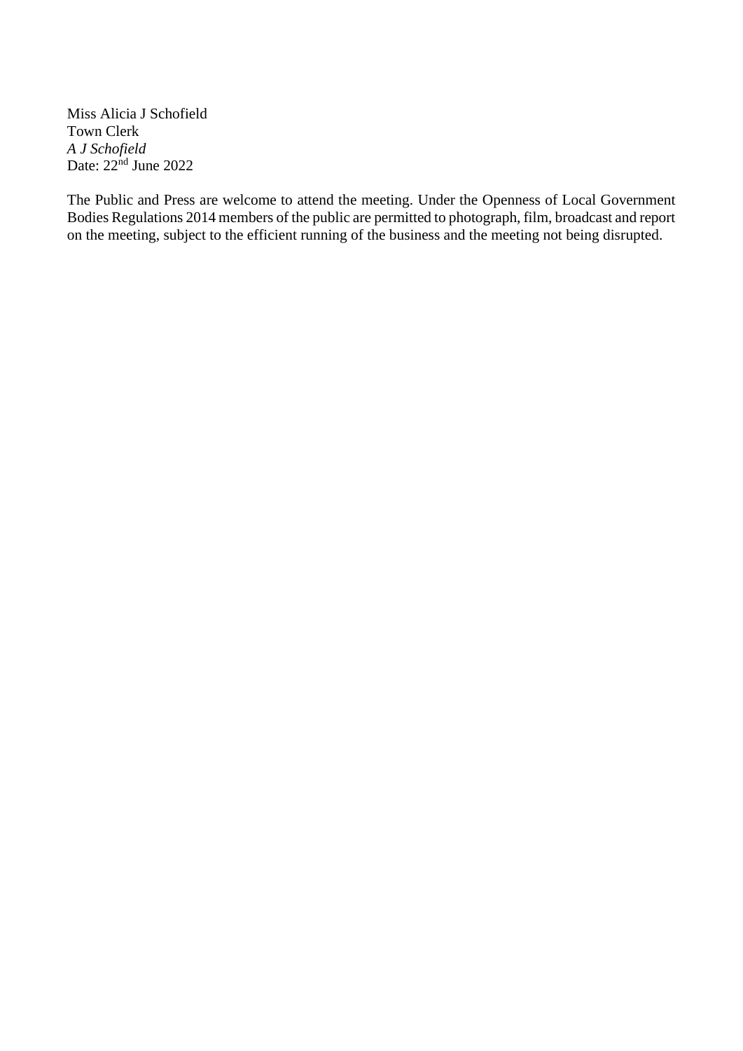Miss Alicia J Schofield
Town Clerk
*A J Schofield*
Date: 22nd June 2022

The Public and Press are welcome to attend the meeting. Under the Openness of Local Government Bodies Regulations 2014 members of the public are permitted to photograph, film, broadcast and report on the meeting, subject to the efficient running of the business and the meeting not being disrupted.